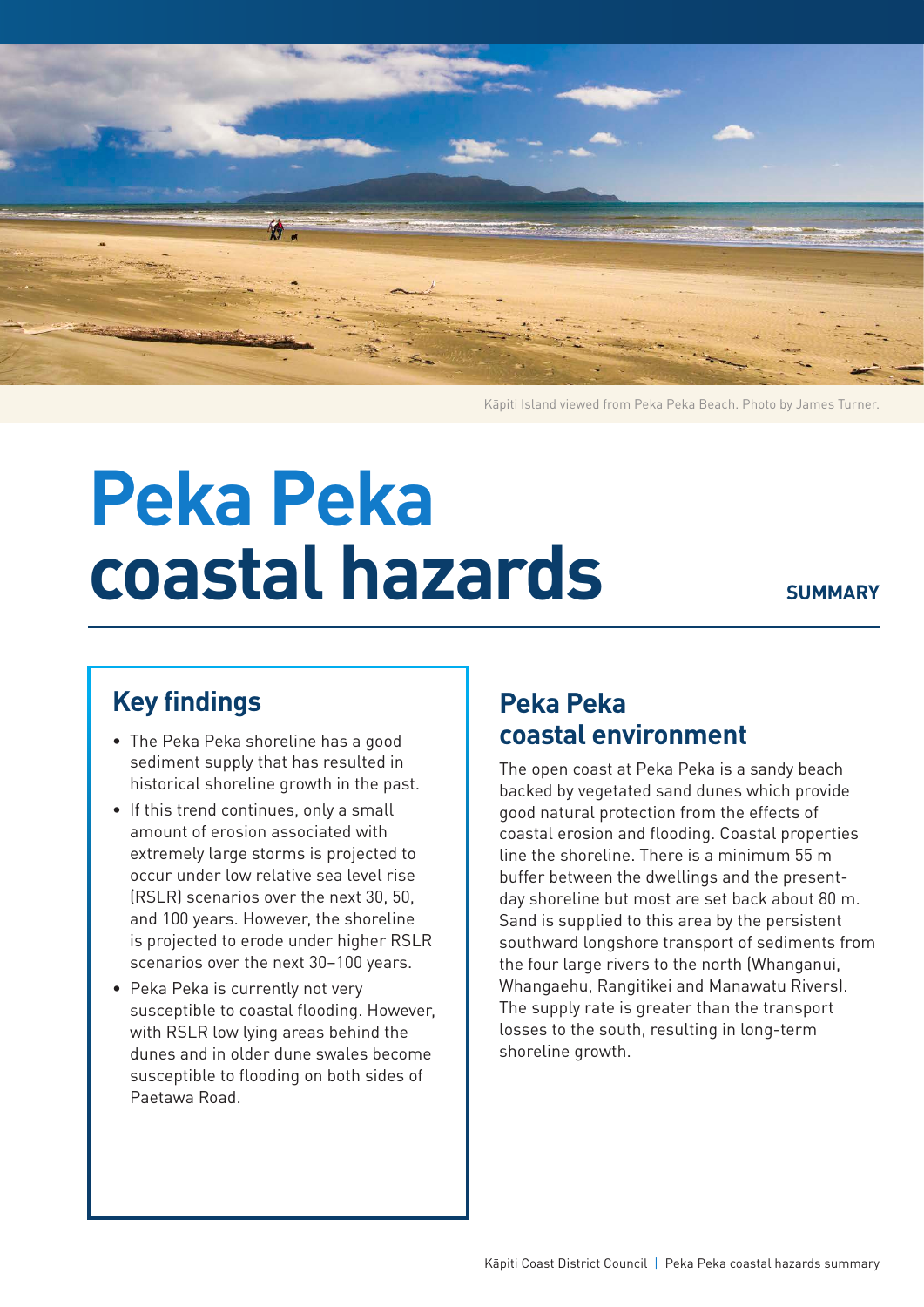Kāpiti Island viewed from Peka Peka Beach. Photo by James Turner.

# Peka Peka coastal hazards

**SUMMARY**

## Key findings

- The Peka Peka shoreline has a good sediment supply that has resulted in historical shoreline growth in the past.
- If this trend continues, only a small amount of erosion associated with extremely large storms is projected to occur under low relative sea level rise (RSLR) scenarios over the next 30, 50, and 100 years. However, the shoreline is projected to erode under higher RSLR scenarios over the next 30–100 years.
- Peka Peka is currently not very susceptible to coastal flooding. However, with RSLR low lying areas behind the dunes and in older dune swales become susceptible to flooding on both sides of Paetawa Road.

## Peka Peka coastal environment

The open coast at Peka Peka is a sandy beach backed by vegetated sand dunes which provide good natural protection from the effects of coastal erosion and flooding. Coastal properties line the shoreline. There is a minimum 55 m buffer between the dwellings and the present-day shoreline but most are set back about 80 m. Sand is supplied to this area by the persistent southward longshore transport of sediments from the four large rivers to the north (Whanganui, Whangaehu, Rangitikei and Manawatu Rivers). The supply rate is greater than the transport losses to the south, resulting in long-term shoreline growth.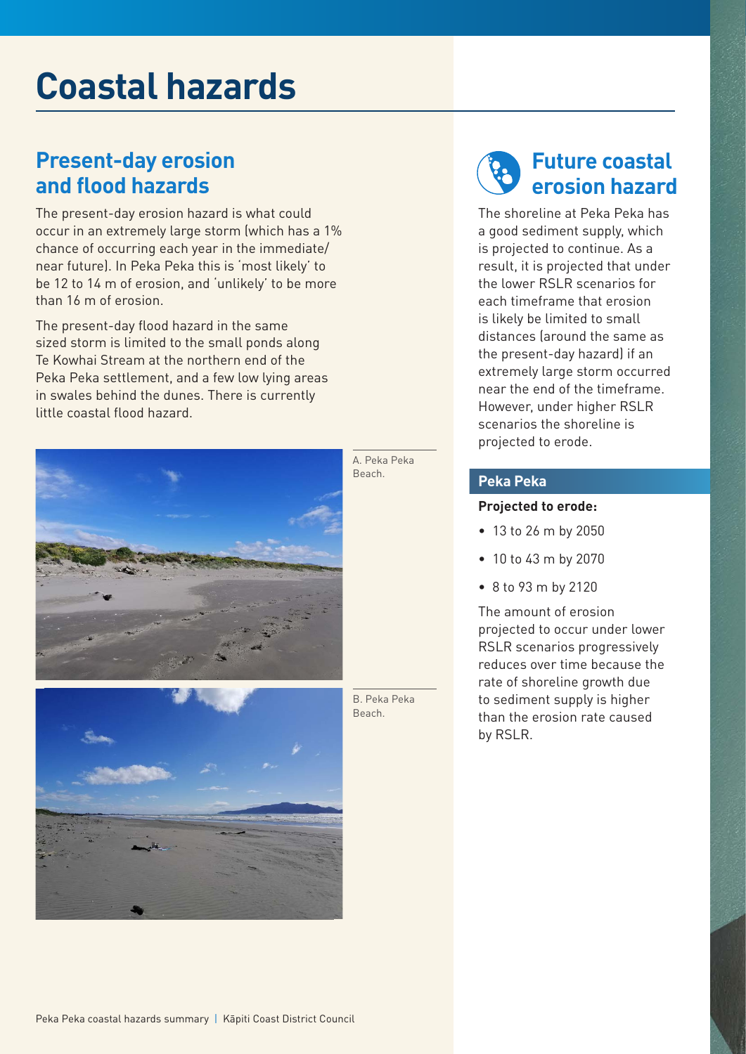# Coastal hazards

## Present-day erosion and flood hazards

The present-day erosion hazard is what could occur in an extremely large storm (which has a 1% chance of occurring each year in the immediate/near future). In Peka Peka this is 'most likely' to be 12 to 14 m of erosion, and 'unlikely' to be more than 16 m of erosion.

The present-day flood hazard in the same sized storm is limited to the small ponds along Te Kowhai Stream at the northern end of the Peka Peka settlement, and a few low lying areas in swales behind the dunes. There is currently little coastal flood hazard.

A. Peka Peka Beach.

B. Peka Peka Beach.

## Future coastal erosion hazard

The shoreline at Peka Peka has a good sediment supply, which is projected to continue. As a result, it is projected that under the lower RSLR scenarios for each timeframe that erosion is likely be limited to small distances (around the same as the present-day hazard) if an extremely large storm occurred near the end of the timeframe. However, under higher RSLR scenarios the shoreline is projected to erode.

### Peka Peka

**Projected to erode:**

- 13 to 26 m by 2050
- 10 to 43 m by 2070
- 8 to 93 m by 2120

The amount of erosion projected to occur under lower RSLR scenarios progressively reduces over time because the rate of shoreline growth due to sediment supply is higher than the erosion rate caused by RSLR.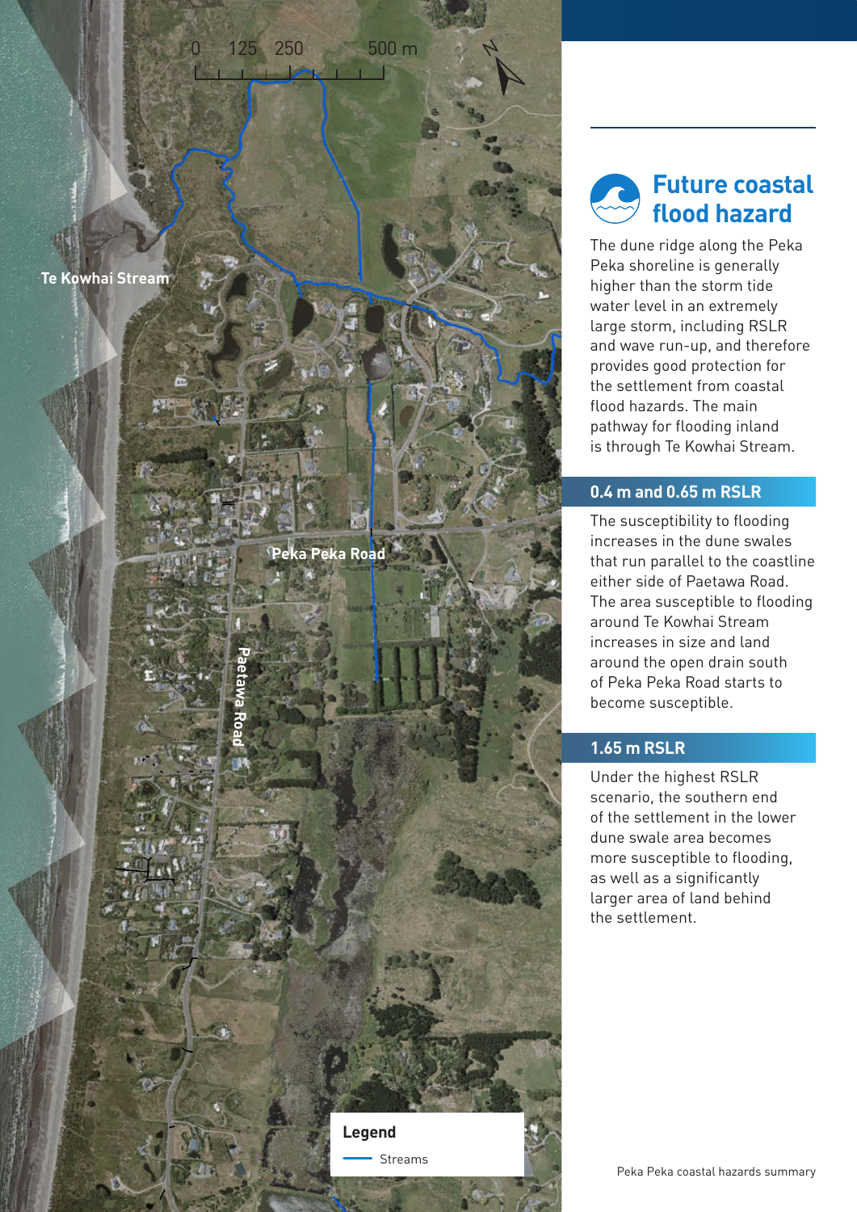## Future coastal flood hazard

The dune ridge along the Peka Peka shoreline is generally higher than the storm tide water level in an extremely large storm, including RSLR and wave run-up, and therefore provides good protection for the settlement from coastal flood hazards. The main pathway for flooding inland is through Te Kowhai Stream.

### 0.4 m and 0.65 m RSLR

The susceptibility to flooding increases in the dune swales that run parallel to the coastline either side of Paetawa Road. The area susceptible to flooding around Te Kowhai Stream increases in size and land around the open drain south of Peka Peka Road starts to become susceptible.

### 1.65 m RSLR

Under the highest RSLR scenario, the southern end of the settlement in the lower dune swale area becomes more susceptible to flooding, as well as a significantly larger area of land behind the settlement.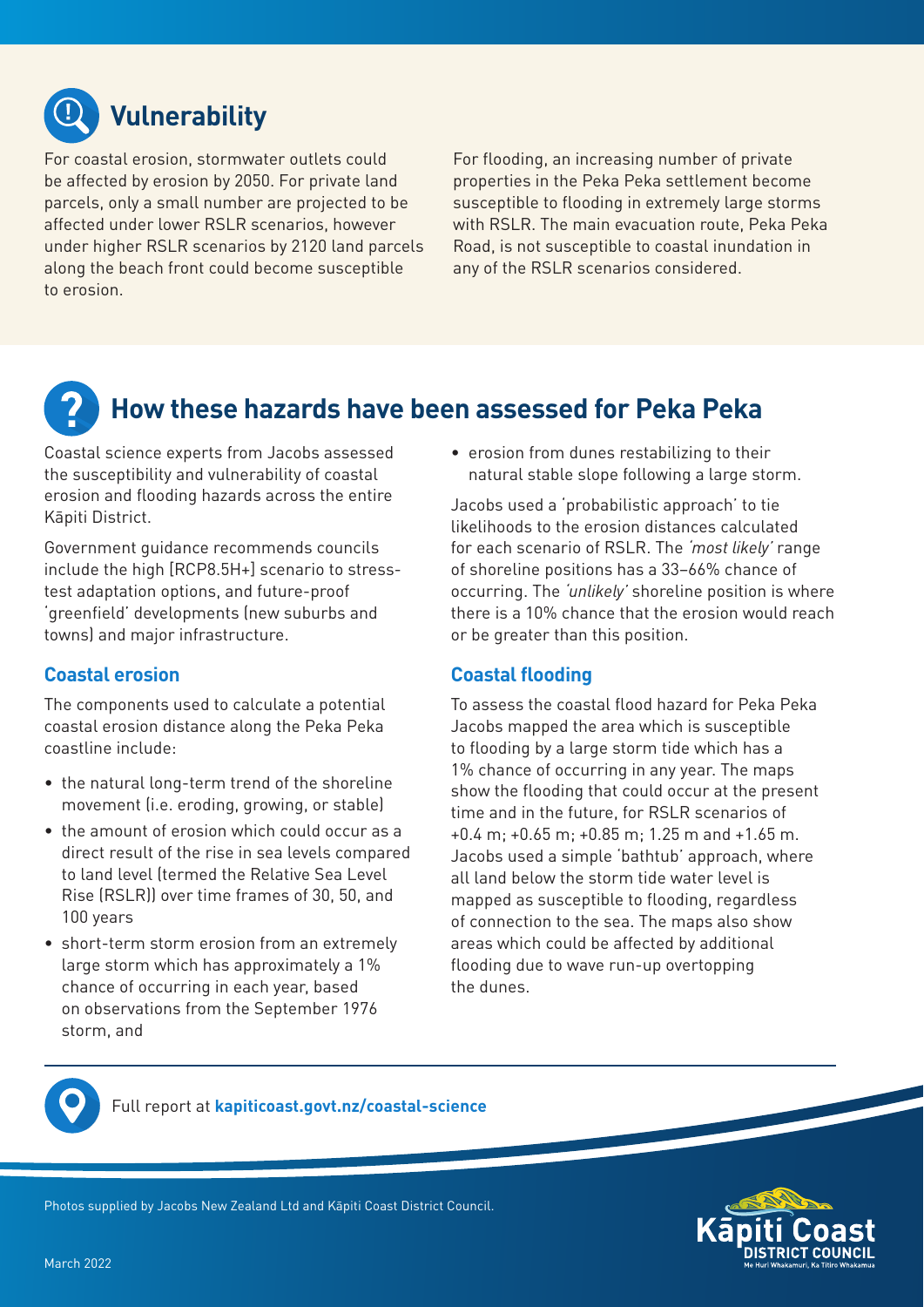## Vulnerability

For coastal erosion, stormwater outlets could be affected by erosion by 2050. For private land parcels, only a small number are projected to be affected under lower RSLR scenarios, however under higher RSLR scenarios by 2120 land parcels along the beach front could become susceptible to erosion.

For flooding, an increasing number of private properties in the Peka Peka settlement become susceptible to flooding in extremely large storms with RSLR. The main evacuation route, Peka Peka Road, is not susceptible to coastal inundation in any of the RSLR scenarios considered.

## How these hazards have been assessed for Peka Peka

Coastal science experts from Jacobs assessed the susceptibility and vulnerability of coastal erosion and flooding hazards across the entire Kāpiti District.

Government guidance recommends councils include the high [RCP8.5H+] scenario to stress-test adaptation options, and future-proof 'greenfield' developments (new suburbs and towns) and major infrastructure.

### Coastal erosion

The components used to calculate a potential coastal erosion distance along the Peka Peka coastline include:

- the natural long-term trend of the shoreline movement (i.e. eroding, growing, or stable)
- the amount of erosion which could occur as a direct result of the rise in sea levels compared to land level (termed the Relative Sea Level Rise (RSLR)) over time frames of 30, 50, and 100 years
- short-term storm erosion from an extremely large storm which has approximately a 1% chance of occurring in each year, based on observations from the September 1976 storm, and
- erosion from dunes restabilizing to their natural stable slope following a large storm.

Jacobs used a 'probabilistic approach' to tie likelihoods to the erosion distances calculated for each scenario of RSLR. The *'most likely'* range of shoreline positions has a 33–66% chance of occurring. The *'unlikely'* shoreline position is where there is a 10% chance that the erosion would reach or be greater than this position.

### Coastal flooding

To assess the coastal flood hazard for Peka Peka Jacobs mapped the area which is susceptible to flooding by a large storm tide which has a 1% chance of occurring in any year. The maps show the flooding that could occur at the present time and in the future, for RSLR scenarios of +0.4 m; +0.65 m; +0.85 m; 1.25 m and +1.65 m. Jacobs used a simple 'bathtub' approach, where all land below the storm tide water level is mapped as susceptible to flooding, regardless of connection to the sea. The maps also show areas which could be affected by additional flooding due to wave run-up overtopping the dunes.

Full report at **kapiticoast.govt.nz/coastal-science**

Photos supplied by Jacobs New Zealand Ltd and Kāpiti Coast District Council.

Kāpiti Coast DISTRICT COUNCIL
Me Huri Whakamuri, Ka Titiro Whakamua

March 2022